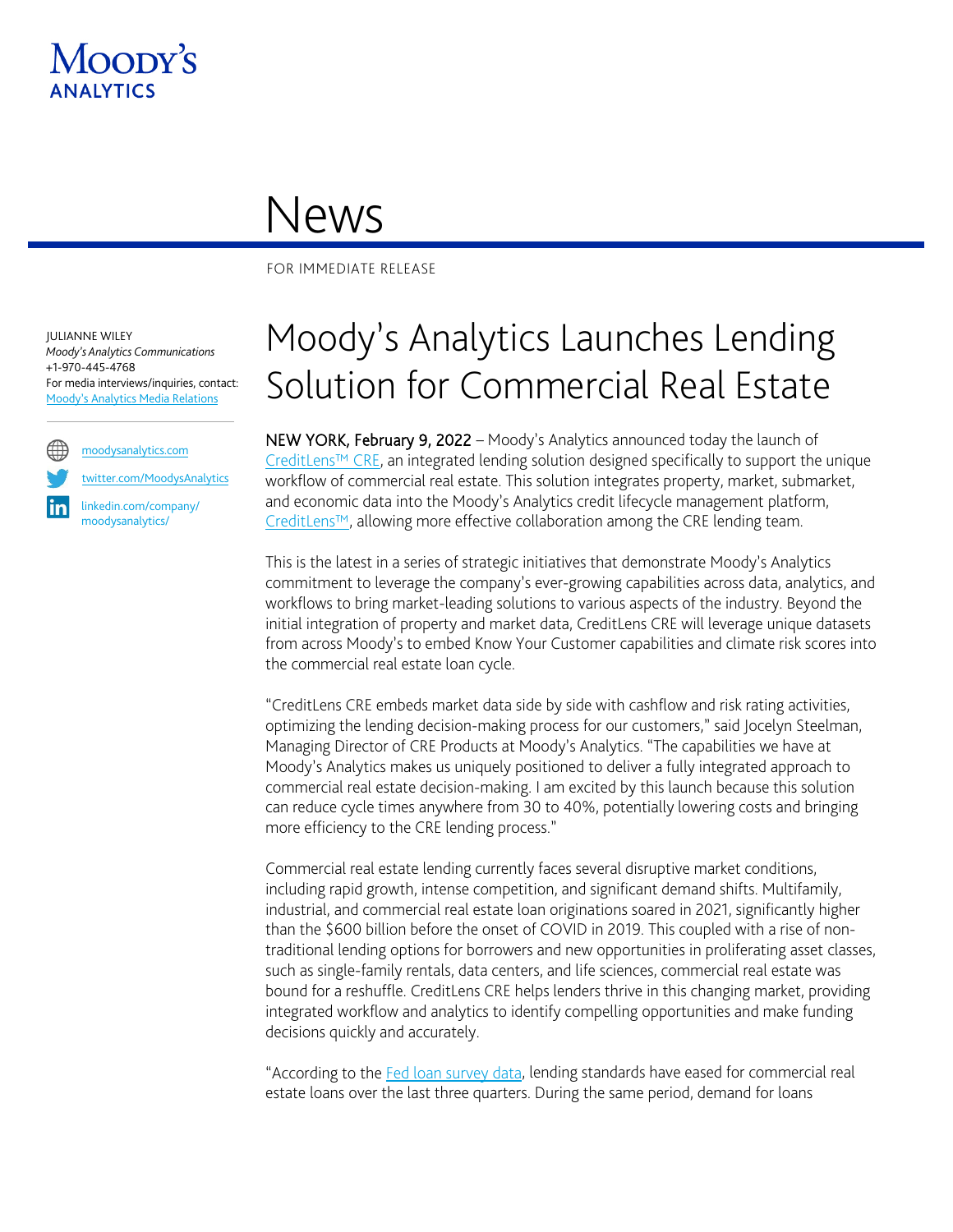Moody's Analytics

# News

FOR IMMEDIATE RELEASE

JULIANNE WILEY
*Moody's Analytics Communications*
+1-970-445-4768
For media interviews/inquiries, contact:
Moody's Analytics Media Relations

moodysanalytics.com
twitter.com/MoodysAnalytics
linkedin.com/company/moodysanalytics/

# Moody's Analytics Launches Lending Solution for Commercial Real Estate

**NEW YORK, February 9, 2022** – Moody's Analytics announced today the launch of CreditLens™ CRE, an integrated lending solution designed specifically to support the unique workflow of commercial real estate. This solution integrates property, market, submarket, and economic data into the Moody's Analytics credit lifecycle management platform, CreditLens™, allowing more effective collaboration among the CRE lending team.

This is the latest in a series of strategic initiatives that demonstrate Moody's Analytics commitment to leverage the company's ever-growing capabilities across data, analytics, and workflows to bring market-leading solutions to various aspects of the industry. Beyond the initial integration of property and market data, CreditLens CRE will leverage unique datasets from across Moody's to embed Know Your Customer capabilities and climate risk scores into the commercial real estate loan cycle.

"CreditLens CRE embeds market data side by side with cashflow and risk rating activities, optimizing the lending decision-making process for our customers," said Jocelyn Steelman, Managing Director of CRE Products at Moody's Analytics. "The capabilities we have at Moody's Analytics makes us uniquely positioned to deliver a fully integrated approach to commercial real estate decision-making. I am excited by this launch because this solution can reduce cycle times anywhere from 30 to 40%, potentially lowering costs and bringing more efficiency to the CRE lending process."

Commercial real estate lending currently faces several disruptive market conditions, including rapid growth, intense competition, and significant demand shifts. Multifamily, industrial, and commercial real estate loan originations soared in 2021, significantly higher than the $600 billion before the onset of COVID in 2019. This coupled with a rise of non-traditional lending options for borrowers and new opportunities in proliferating asset classes, such as single-family rentals, data centers, and life sciences, commercial real estate was bound for a reshuffle. CreditLens CRE helps lenders thrive in this changing market, providing integrated workflow and analytics to identify compelling opportunities and make funding decisions quickly and accurately.

"According to the Fed loan survey data, lending standards have eased for commercial real estate loans over the last three quarters. During the same period, demand for loans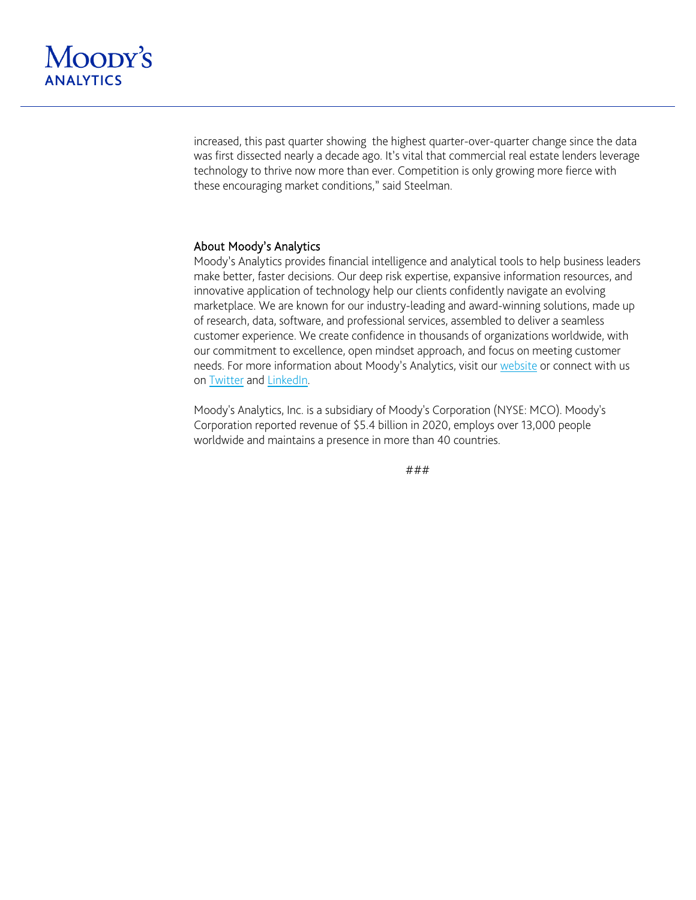increased, this past quarter showing the highest quarter-over-quarter change since the data was first dissected nearly a decade ago. It's vital that commercial real estate lenders leverage technology to thrive now more than ever. Competition is only growing more fierce with these encouraging market conditions," said Steelman.

## About Moody's Analytics

Moody's Analytics provides financial intelligence and analytical tools to help business leaders make better, faster decisions. Our deep risk expertise, expansive information resources, and innovative application of technology help our clients confidently navigate an evolving marketplace. We are known for our industry-leading and award-winning solutions, made up of research, data, software, and professional services, assembled to deliver a seamless customer experience. We create confidence in thousands of organizations worldwide, with our commitment to excellence, open mindset approach, and focus on meeting customer needs. For more information about Moody's Analytics, visit our website or connect with us on Twitter and LinkedIn.

Moody's Analytics, Inc. is a subsidiary of Moody's Corporation (NYSE: MCO). Moody's Corporation reported revenue of $5.4 billion in 2020, employs over 13,000 people worldwide and maintains a presence in more than 40 countries.

###